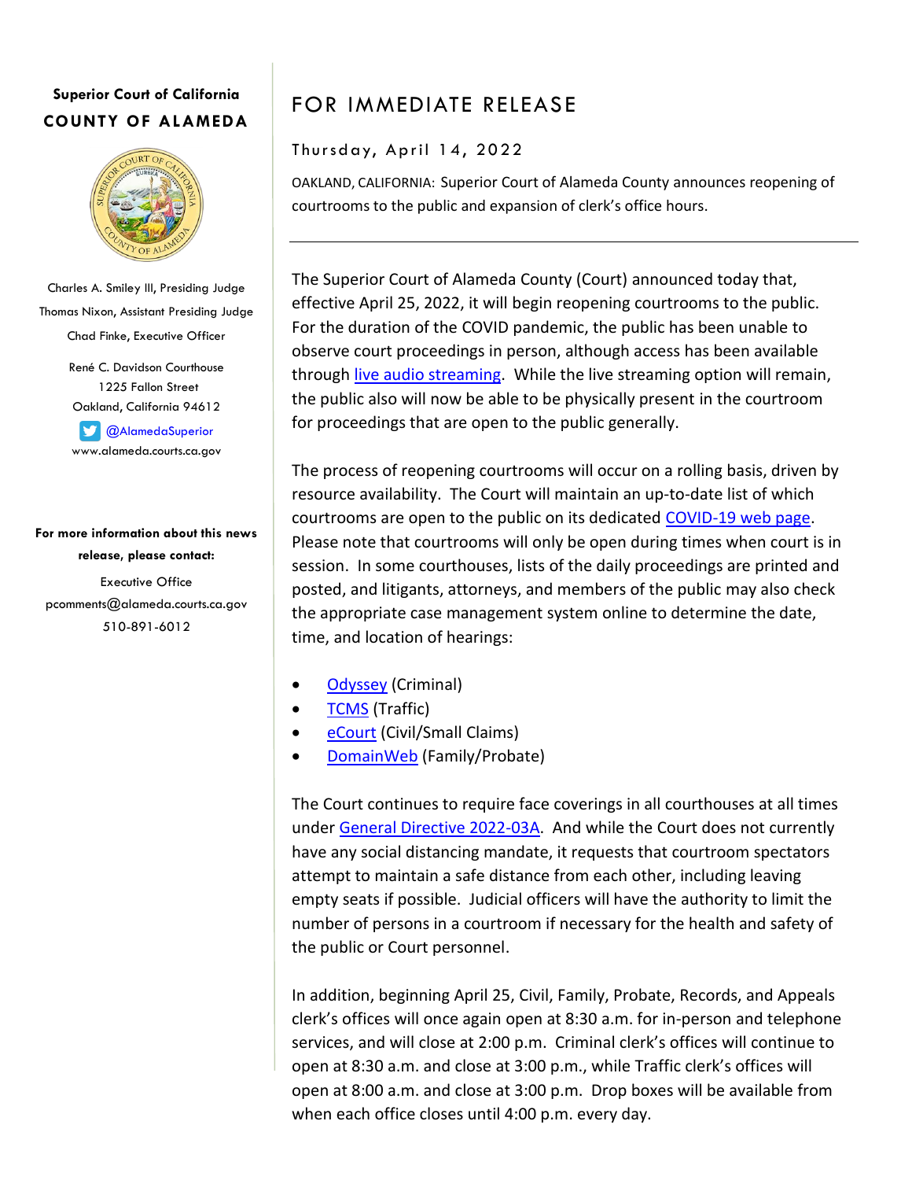**Superior Court of California**
**COUNTY OF ALAMEDA**

Charles A. Smiley III, Presiding Judge
Thomas Nixon, Assistant Presiding Judge
Chad Finke, Executive Officer

René C. Davidson Courthouse
1225 Fallon Street
Oakland, California 94612

@AlamedaSuperior
www.alameda.courts.ca.gov

**For more information about this news release, please contact:**

Executive Office
pcomments@alameda.courts.ca.gov
510-891-6012

# FOR IMMEDIATE RELEASE

Thursday, April 14, 2022

OAKLAND, CALIFORNIA: Superior Court of Alameda County announces reopening of courtrooms to the public and expansion of clerk's office hours.

---

The Superior Court of Alameda County (Court) announced today that, effective April 25, 2022, it will begin reopening courtrooms to the public. For the duration of the COVID pandemic, the public has been unable to observe court proceedings in person, although access has been available through live audio streaming. While the live streaming option will remain, the public also will now be able to be physically present in the courtroom for proceedings that are open to the public generally.

The process of reopening courtrooms will occur on a rolling basis, driven by resource availability. The Court will maintain an up-to-date list of which courtrooms are open to the public on its dedicated COVID-19 web page. Please note that courtrooms will only be open during times when court is in session. In some courthouses, lists of the daily proceedings are printed and posted, and litigants, attorneys, and members of the public may also check the appropriate case management system online to determine the date, time, and location of hearings:

- Odyssey (Criminal)
- TCMS (Traffic)
- eCourt (Civil/Small Claims)
- DomainWeb (Family/Probate)

The Court continues to require face coverings in all courthouses at all times under General Directive 2022-03A. And while the Court does not currently have any social distancing mandate, it requests that courtroom spectators attempt to maintain a safe distance from each other, including leaving empty seats if possible. Judicial officers will have the authority to limit the number of persons in a courtroom if necessary for the health and safety of the public or Court personnel.

In addition, beginning April 25, Civil, Family, Probate, Records, and Appeals clerk's offices will once again open at 8:30 a.m. for in-person and telephone services, and will close at 2:00 p.m. Criminal clerk's offices will continue to open at 8:30 a.m. and close at 3:00 p.m., while Traffic clerk's offices will open at 8:00 a.m. and close at 3:00 p.m. Drop boxes will be available from when each office closes until 4:00 p.m. every day.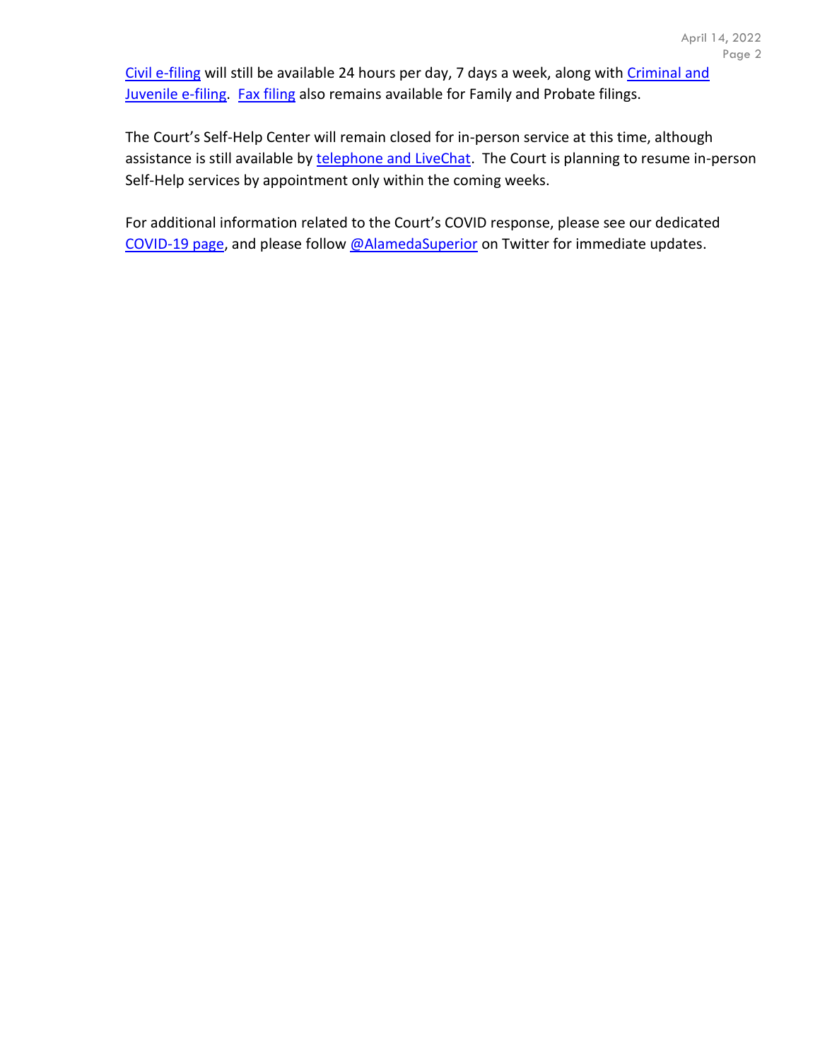Civil e-filing will still be available 24 hours per day, 7 days a week, along with Criminal and Juvenile e-filing. Fax filing also remains available for Family and Probate filings.

The Court's Self-Help Center will remain closed for in-person service at this time, although assistance is still available by telephone and LiveChat. The Court is planning to resume in-person Self-Help services by appointment only within the coming weeks.

For additional information related to the Court's COVID response, please see our dedicated COVID-19 page, and please follow @AlamedaSuperior on Twitter for immediate updates.